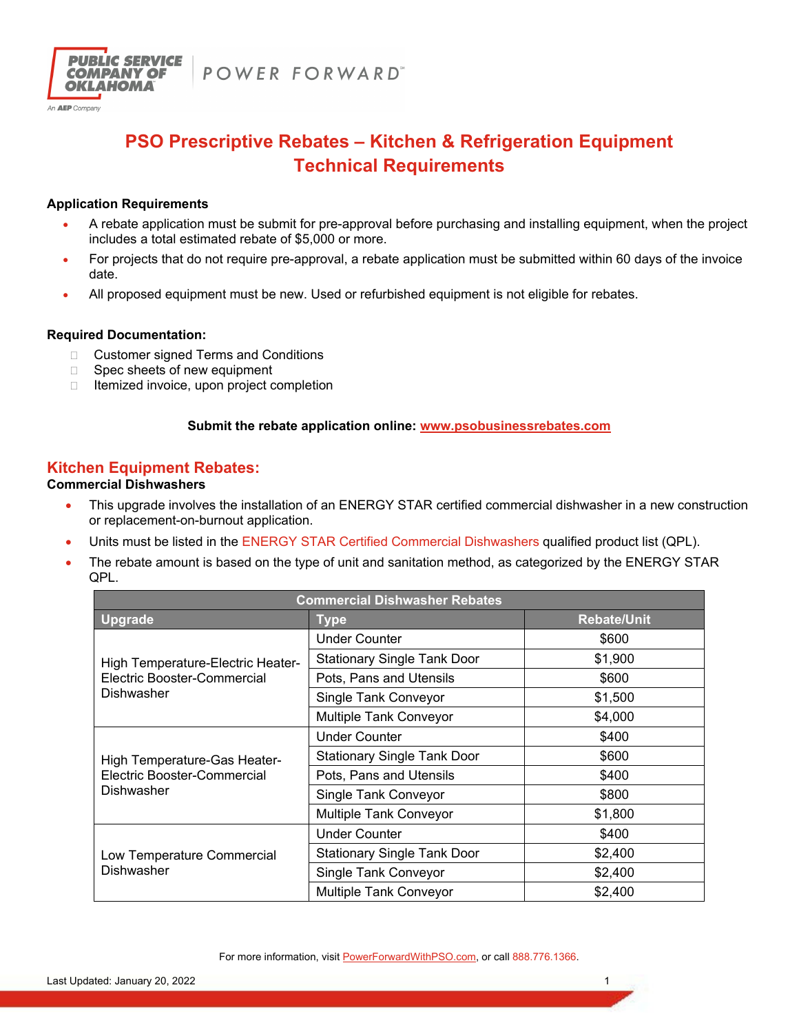# PSO Prescriptive Rebates – Kitchen & Refrigeration Equipment Technical Requirements

**Application Requirements**

- A rebate application must be submit for pre-approval before purchasing and installing equipment, when the project includes a total estimated rebate of $5,000 or more.
- For projects that do not require pre-approval, a rebate application must be submitted within 60 days of the invoice date.
- All proposed equipment must be new. Used or refurbished equipment is not eligible for rebates.

**Required Documentation:**

- Customer signed Terms and Conditions
- Spec sheets of new equipment
- Itemized invoice, upon project completion

**Submit the rebate application online: www.psobusinessrebates.com**

## Kitchen Equipment Rebates:

**Commercial Dishwashers**

- This upgrade involves the installation of an ENERGY STAR certified commercial dishwasher in a new construction or replacement-on-burnout application.
- Units must be listed in the ENERGY STAR Certified Commercial Dishwashers qualified product list (QPL).
- The rebate amount is based on the type of unit and sanitation method, as categorized by the ENERGY STAR QPL.

| Commercial Dishwasher Rebates | | |
|---|---|---|
| **Upgrade** | **Type** | **Rebate/Unit** |
| High Temperature-Electric Heater-Electric Booster-Commercial Dishwasher | Under Counter | $600 |
| | Stationary Single Tank Door | $1,900 |
| | Pots, Pans and Utensils | $600 |
| | Single Tank Conveyor | $1,500 |
| | Multiple Tank Conveyor | $4,000 |
| High Temperature-Gas Heater-Electric Booster-Commercial Dishwasher | Under Counter | $400 |
| | Stationary Single Tank Door | $600 |
| | Pots, Pans and Utensils | $400 |
| | Single Tank Conveyor | $800 |
| | Multiple Tank Conveyor | $1,800 |
| Low Temperature Commercial Dishwasher | Under Counter | $400 |
| | Stationary Single Tank Door | $2,400 |
| | Single Tank Conveyor | $2,400 |
| | Multiple Tank Conveyor | $2,400 |

For more information, visit PowerForwardWithPSO.com, or call 888.776.1366.

Last Updated: January 20, 2022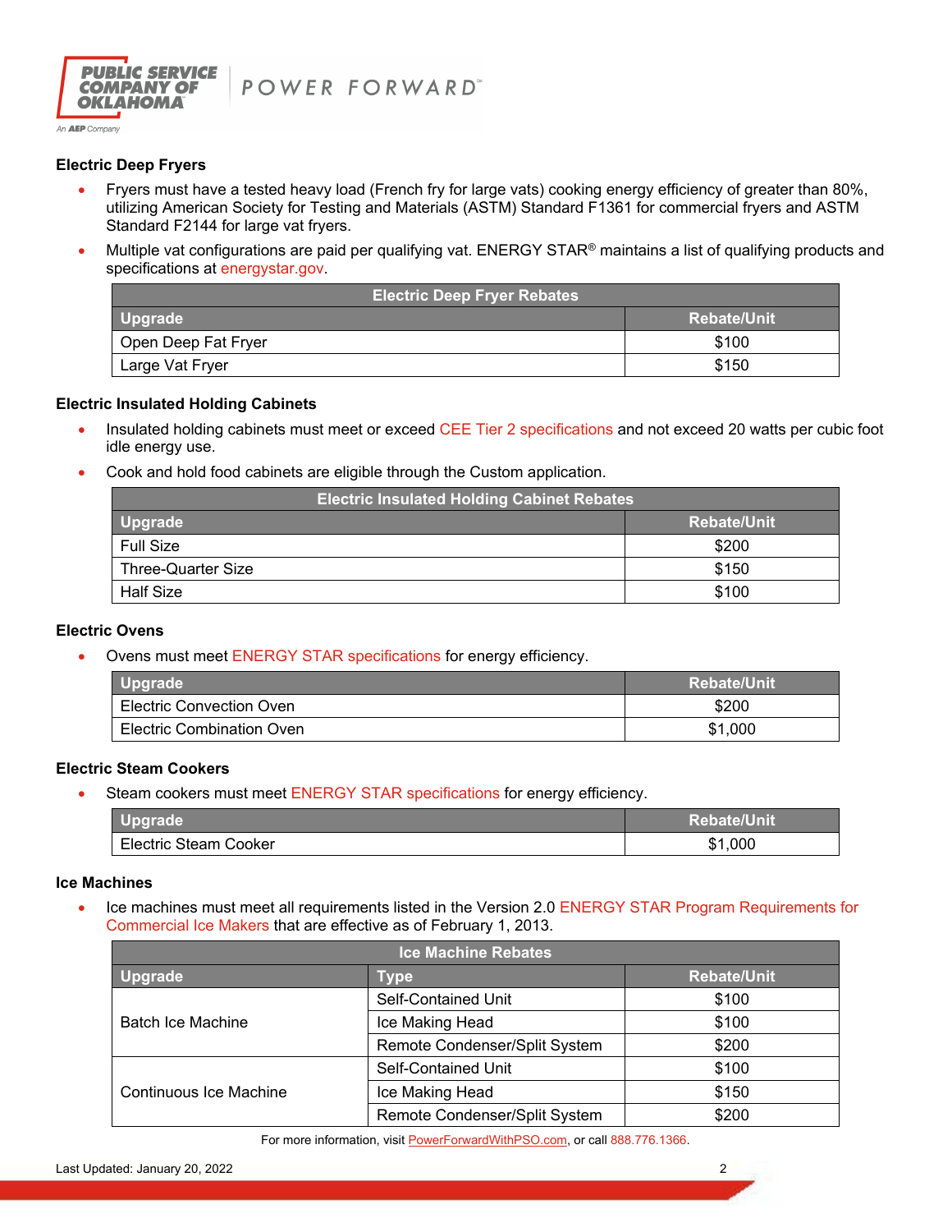### Electric Deep Fryers

- Fryers must have a tested heavy load (French fry for large vats) cooking energy efficiency of greater than 80%, utilizing American Society for Testing and Materials (ASTM) Standard F1361 for commercial fryers and ASTM Standard F2144 for large vat fryers.
- Multiple vat configurations are paid per qualifying vat. ENERGY STAR® maintains a list of qualifying products and specifications at energystar.gov.

| Electric Deep Fryer Rebates | |
|---|---|
| **Upgrade** | **Rebate/Unit** |
| Open Deep Fat Fryer | $100 |
| Large Vat Fryer | $150 |

### Electric Insulated Holding Cabinets

- Insulated holding cabinets must meet or exceed CEE Tier 2 specifications and not exceed 20 watts per cubic foot idle energy use.
- Cook and hold food cabinets are eligible through the Custom application.

| Electric Insulated Holding Cabinet Rebates | |
|---|---|
| **Upgrade** | **Rebate/Unit** |
| Full Size | $200 |
| Three-Quarter Size | $150 |
| Half Size | $100 |

### Electric Ovens

- Ovens must meet ENERGY STAR specifications for energy efficiency.

| Upgrade | Rebate/Unit |
|---|---|
| Electric Convection Oven | $200 |
| Electric Combination Oven | $1,000 |

### Electric Steam Cookers

- Steam cookers must meet ENERGY STAR specifications for energy efficiency.

| Upgrade | Rebate/Unit |
|---|---|
| Electric Steam Cooker | $1,000 |

### Ice Machines

- Ice machines must meet all requirements listed in the Version 2.0 ENERGY STAR Program Requirements for Commercial Ice Makers that are effective as of February 1, 2013.

| Ice Machine Rebates | | |
|---|---|---|
| **Upgrade** | **Type** | **Rebate/Unit** |
| Batch Ice Machine | Self-Contained Unit | $100 |
| | Ice Making Head | $100 |
| | Remote Condenser/Split System | $200 |
| Continuous Ice Machine | Self-Contained Unit | $100 |
| | Ice Making Head | $150 |
| | Remote Condenser/Split System | $200 |

For more information, visit PowerForwardWithPSO.com, or call 888.776.1366.

Last Updated: January 20, 2022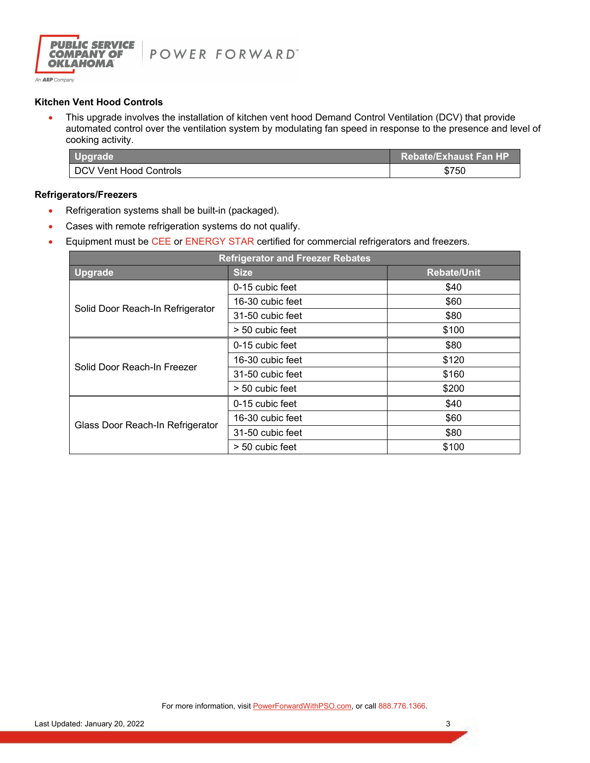### Kitchen Vent Hood Controls

- This upgrade involves the installation of kitchen vent hood Demand Control Ventilation (DCV) that provide automated control over the ventilation system by modulating fan speed in response to the presence and level of cooking activity.

| Upgrade | Rebate/Exhaust Fan HP |
|---|---|
| DCV Vent Hood Controls | $750 |

### Refrigerators/Freezers

- Refrigeration systems shall be built-in (packaged).
- Cases with remote refrigeration systems do not qualify.
- Equipment must be CEE or ENERGY STAR certified for commercial refrigerators and freezers.

| Refrigerator and Freezer Rebates | | |
|---|---|---|
| **Upgrade** | **Size** | **Rebate/Unit** |
| Solid Door Reach-In Refrigerator | 0-15 cubic feet | $40 |
| | 16-30 cubic feet | $60 |
| | 31-50 cubic feet | $80 |
| | > 50 cubic feet | $100 |
| Solid Door Reach-In Freezer | 0-15 cubic feet | $80 |
| | 16-30 cubic feet | $120 |
| | 31-50 cubic feet | $160 |
| | > 50 cubic feet | $200 |
| Glass Door Reach-In Refrigerator | 0-15 cubic feet | $40 |
| | 16-30 cubic feet | $60 |
| | 31-50 cubic feet | $80 |
| | > 50 cubic feet | $100 |

For more information, visit PowerForwardWithPSO.com, or call 888.776.1366.

Last Updated: January 20, 2022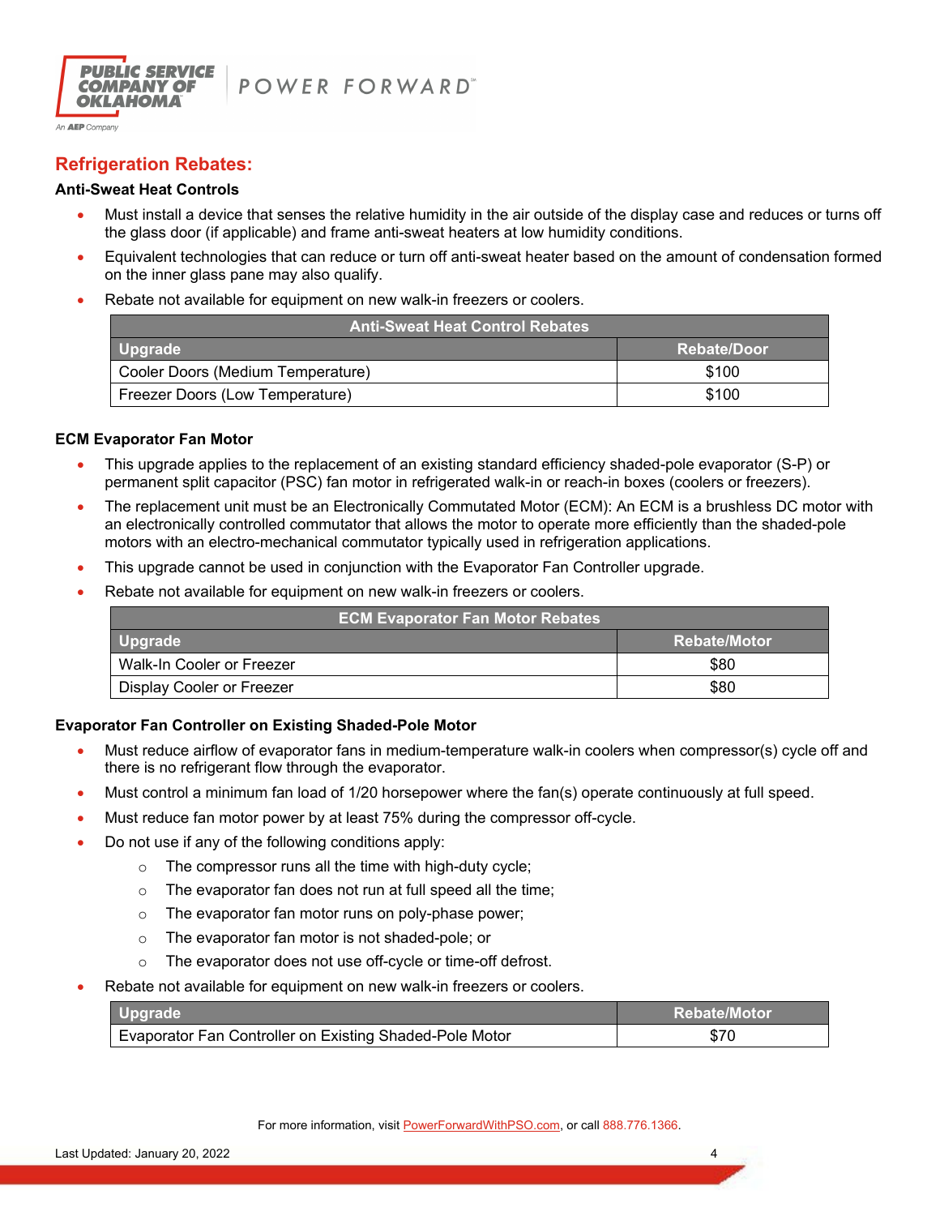## Refrigeration Rebates:

### Anti-Sweat Heat Controls

- Must install a device that senses the relative humidity in the air outside of the display case and reduces or turns off the glass door (if applicable) and frame anti-sweat heaters at low humidity conditions.
- Equivalent technologies that can reduce or turn off anti-sweat heater based on the amount of condensation formed on the inner glass pane may also qualify.
- Rebate not available for equipment on new walk-in freezers or coolers.

| Anti-Sweat Heat Control Rebates | |
|---|---|
| **Upgrade** | **Rebate/Door** |
| Cooler Doors (Medium Temperature) | $100 |
| Freezer Doors (Low Temperature) | $100 |

### ECM Evaporator Fan Motor

- This upgrade applies to the replacement of an existing standard efficiency shaded-pole evaporator (S-P) or permanent split capacitor (PSC) fan motor in refrigerated walk-in or reach-in boxes (coolers or freezers).
- The replacement unit must be an Electronically Commutated Motor (ECM): An ECM is a brushless DC motor with an electronically controlled commutator that allows the motor to operate more efficiently than the shaded-pole motors with an electro-mechanical commutator typically used in refrigeration applications.
- This upgrade cannot be used in conjunction with the Evaporator Fan Controller upgrade.
- Rebate not available for equipment on new walk-in freezers or coolers.

| ECM Evaporator Fan Motor Rebates | |
|---|---|
| **Upgrade** | **Rebate/Motor** |
| Walk-In Cooler or Freezer | $80 |
| Display Cooler or Freezer | $80 |

### Evaporator Fan Controller on Existing Shaded-Pole Motor

- Must reduce airflow of evaporator fans in medium-temperature walk-in coolers when compressor(s) cycle off and there is no refrigerant flow through the evaporator.
- Must control a minimum fan load of 1/20 horsepower where the fan(s) operate continuously at full speed.
- Must reduce fan motor power by at least 75% during the compressor off-cycle.
- Do not use if any of the following conditions apply:
  - The compressor runs all the time with high-duty cycle;
  - The evaporator fan does not run at full speed all the time;
  - The evaporator fan motor runs on poly-phase power;
  - The evaporator fan motor is not shaded-pole; or
  - The evaporator does not use off-cycle or time-off defrost.
- Rebate not available for equipment on new walk-in freezers or coolers.

| Upgrade | Rebate/Motor |
|---|---|
| Evaporator Fan Controller on Existing Shaded-Pole Motor | $70 |

For more information, visit PowerForwardWithPSO.com, or call 888.776.1366.

Last Updated: January 20, 2022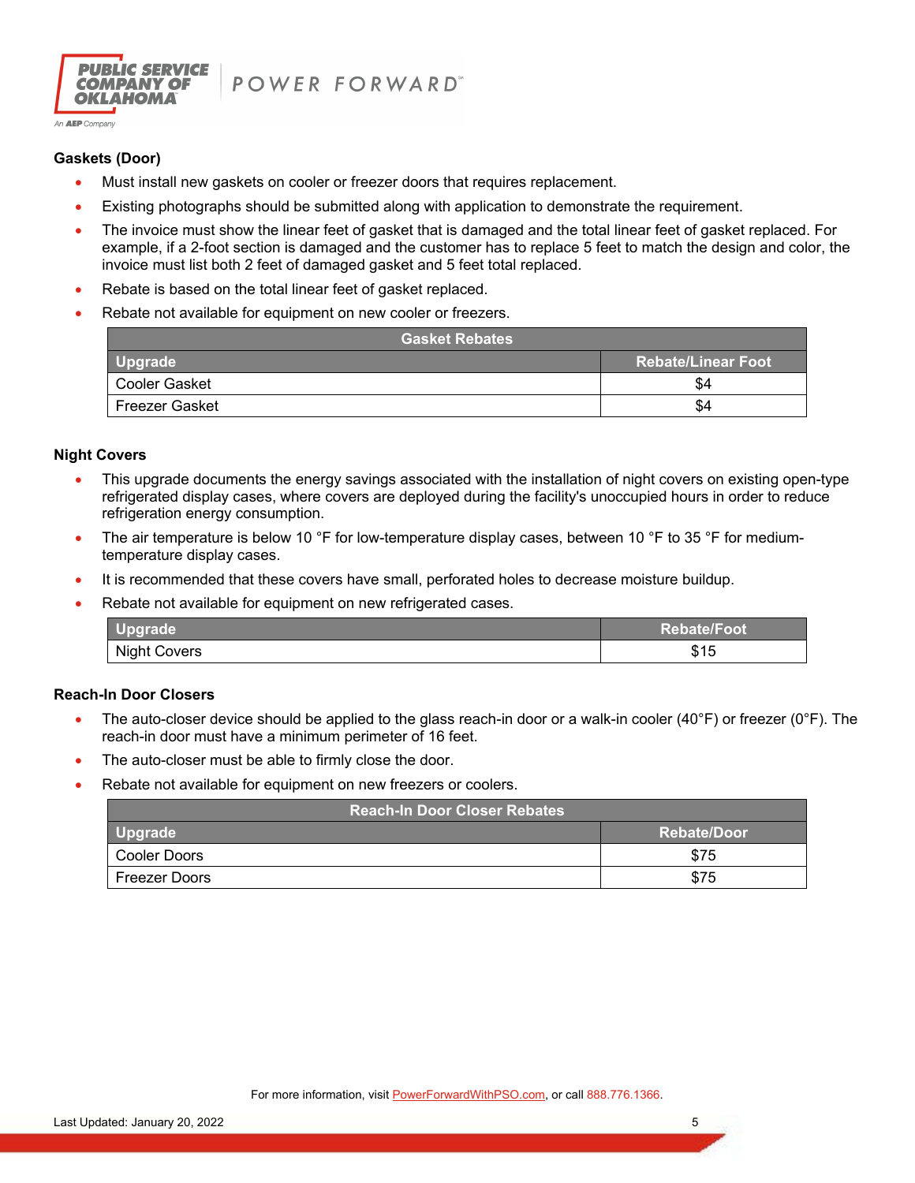### Gaskets (Door)

- Must install new gaskets on cooler or freezer doors that requires replacement.
- Existing photographs should be submitted along with application to demonstrate the requirement.
- The invoice must show the linear feet of gasket that is damaged and the total linear feet of gasket replaced. For example, if a 2-foot section is damaged and the customer has to replace 5 feet to match the design and color, the invoice must list both 2 feet of damaged gasket and 5 feet total replaced.
- Rebate is based on the total linear feet of gasket replaced.
- Rebate not available for equipment on new cooler or freezers.

| Gasket Rebates | |
|---|---|
| **Upgrade** | **Rebate/Linear Foot** |
| Cooler Gasket | $4 |
| Freezer Gasket | $4 |

### Night Covers

- This upgrade documents the energy savings associated with the installation of night covers on existing open-type refrigerated display cases, where covers are deployed during the facility's unoccupied hours in order to reduce refrigeration energy consumption.
- The air temperature is below 10 °F for low-temperature display cases, between 10 °F to 35 °F for medium-temperature display cases.
- It is recommended that these covers have small, perforated holes to decrease moisture buildup.
- Rebate not available for equipment on new refrigerated cases.

| Upgrade | Rebate/Foot |
|---|---|
| Night Covers | $15 |

### Reach-In Door Closers

- The auto-closer device should be applied to the glass reach-in door or a walk-in cooler (40°F) or freezer (0°F). The reach-in door must have a minimum perimeter of 16 feet.
- The auto-closer must be able to firmly close the door.
- Rebate not available for equipment on new freezers or coolers.

| Reach-In Door Closer Rebates | |
|---|---|
| **Upgrade** | **Rebate/Door** |
| Cooler Doors | $75 |
| Freezer Doors | $75 |

For more information, visit PowerForwardWithPSO.com, or call 888.776.1366.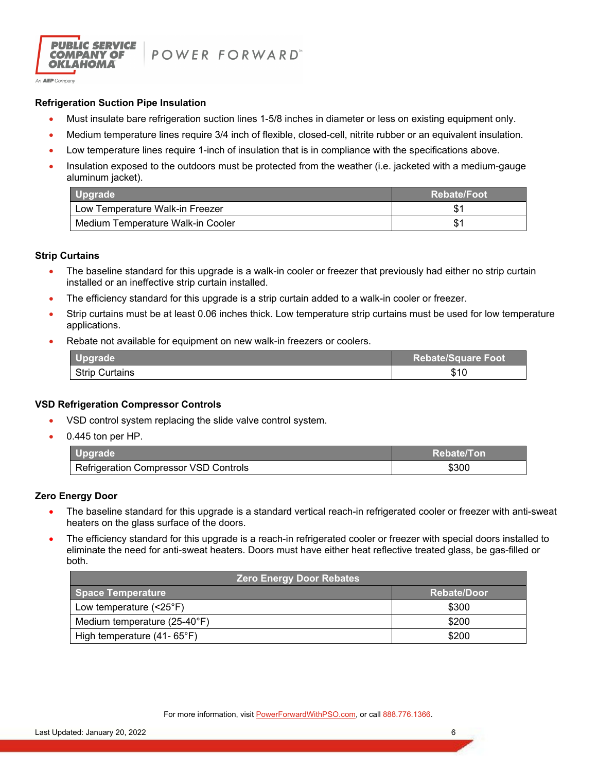### Refrigeration Suction Pipe Insulation

- Must insulate bare refrigeration suction lines 1-5/8 inches in diameter or less on existing equipment only.
- Medium temperature lines require 3/4 inch of flexible, closed-cell, nitrite rubber or an equivalent insulation.
- Low temperature lines require 1-inch of insulation that is in compliance with the specifications above.
- Insulation exposed to the outdoors must be protected from the weather (i.e. jacketed with a medium-gauge aluminum jacket).

| Upgrade | Rebate/Foot |
|---|---|
| Low Temperature Walk-in Freezer | $1 |
| Medium Temperature Walk-in Cooler | $1 |

### Strip Curtains

- The baseline standard for this upgrade is a walk-in cooler or freezer that previously had either no strip curtain installed or an ineffective strip curtain installed.
- The efficiency standard for this upgrade is a strip curtain added to a walk-in cooler or freezer.
- Strip curtains must be at least 0.06 inches thick. Low temperature strip curtains must be used for low temperature applications.
- Rebate not available for equipment on new walk-in freezers or coolers.

| Upgrade | Rebate/Square Foot |
|---|---|
| Strip Curtains | $10 |

### VSD Refrigeration Compressor Controls

- VSD control system replacing the slide valve control system.
- 0.445 ton per HP.

| Upgrade | Rebate/Ton |
|---|---|
| Refrigeration Compressor VSD Controls | $300 |

### Zero Energy Door

- The baseline standard for this upgrade is a standard vertical reach-in refrigerated cooler or freezer with anti-sweat heaters on the glass surface of the doors.
- The efficiency standard for this upgrade is a reach-in refrigerated cooler or freezer with special doors installed to eliminate the need for anti-sweat heaters. Doors must have either heat reflective treated glass, be gas-filled or both.

| Zero Energy Door Rebates | |
|---|---|
| **Space Temperature** | **Rebate/Door** |
| Low temperature (<25°F) | $300 |
| Medium temperature (25-40°F) | $200 |
| High temperature (41- 65°F) | $200 |

For more information, visit PowerForwardWithPSO.com, or call 888.776.1366.

Last Updated: January 20, 2022